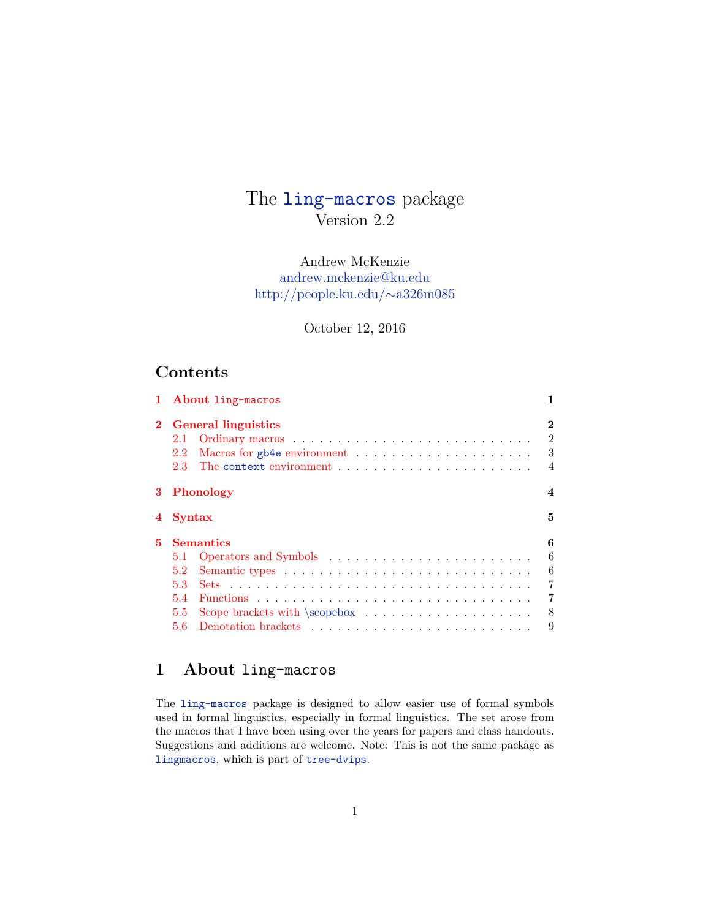# The `ling-macros` package
Version 2.2

Andrew McKenzie
andrew.mckenzie@ku.edu
http://people.ku.edu/~a326m085

October 12, 2016

## Contents

1 About `ling-macros` — 1

2 General linguistics — 2
- 2.1 Ordinary macros — 2
- 2.2 Macros for `gb4e` environment — 3
- 2.3 The `context` environment — 4

3 Phonology — 4

4 Syntax — 5

5 Semantics — 6
- 5.1 Operators and Symbols — 6
- 5.2 Semantic types — 6
- 5.3 Sets — 7
- 5.4 Functions — 7
- 5.5 Scope brackets with \scopebox — 8
- 5.6 Denotation brackets — 9

## 1 About `ling-macros`

The `ling-macros` package is designed to allow easier use of formal symbols used in formal linguistics, especially in formal linguistics. The set arose from the macros that I have been using over the years for papers and class handouts. Suggestions and additions are welcome. Note: This is not the same package as `lingmacros`, which is part of `tree-dvips`.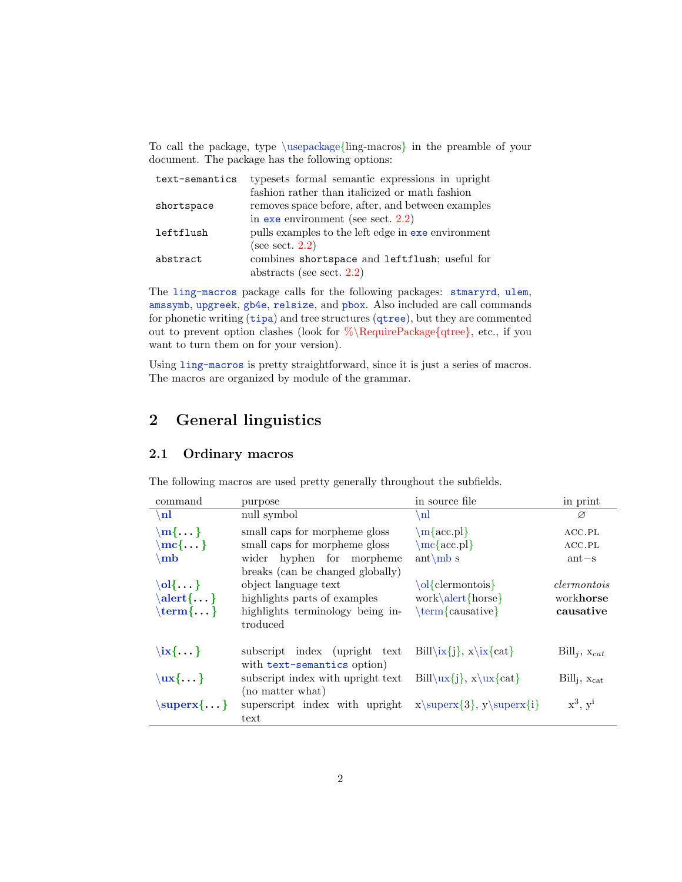To call the package, type \usepackage{ling-macros} in the preamble of your document. The package has the following options:

| | |
|---|---|
| `text-semantics` | typesets formal semantic expressions in upright fashion rather than italicized or math fashion |
| `shortspace` | removes space before, after, and between examples in `exe` environment (see sect. 2.2) |
| `leftflush` | pulls examples to the left edge in `exe` environment (see sect. 2.2) |
| `abstract` | combines `shortspace` and `leftflush`; useful for abstracts (see sect. 2.2) |

The `ling-macros` package calls for the following packages: `stmaryrd`, `ulem`, `amssymb`, `upgreek`, `gb4e`, `relsize`, and `pbox`. Also included are call commands for phonetic writing (`tipa`) and tree structures (`qtree`), but they are commented out to prevent option clashes (look for %\RequirePackage{qtree}, etc., if you want to turn them on for your version).

Using `ling-macros` is pretty straightforward, since it is just a series of macros. The macros are organized by module of the grammar.

# 2 General linguistics

## 2.1 Ordinary macros

The following macros are used pretty generally throughout the subfields.

| command | purpose | in source file | in print |
|---|---|---|---|
| **\nl** | null symbol | \nl | ∅ |
| **\m{...}** | small caps for morpheme gloss | \m{acc.pl} | ACC.PL |
| **\mc{...}** | small caps for morpheme gloss | \mc{acc.pl} | ACC.PL |
| **\mb** | wider hyphen for morpheme breaks (can be changed globally) | ant\mb s | ant−s |
| **\ol{...}** | object language text | \ol{clermontois} | *clermontois* |
| **\alert{...}** | highlights parts of examples | work\alert{horse} | work**horse** |
| **\term{...}** | highlights terminology being introduced | \term{causative} | **causative** |
| **\ix{...}** | subscript index (upright text with `text-semantics` option) | Bill\ix{j}, x\ix{cat} | Bill$_j$, x$_{cat}$ |
| **\ux{...}** | subscript index with upright text (no matter what) | Bill\ux{j}, x\ux{cat} | Bill$_{\mathrm{j}}$, x$_{\mathrm{cat}}$ |
| **\superx{...}** | superscript index with upright text | x\superx{3}, y\superx{i} | x$^{3}$, y$^{\mathrm{i}}$ |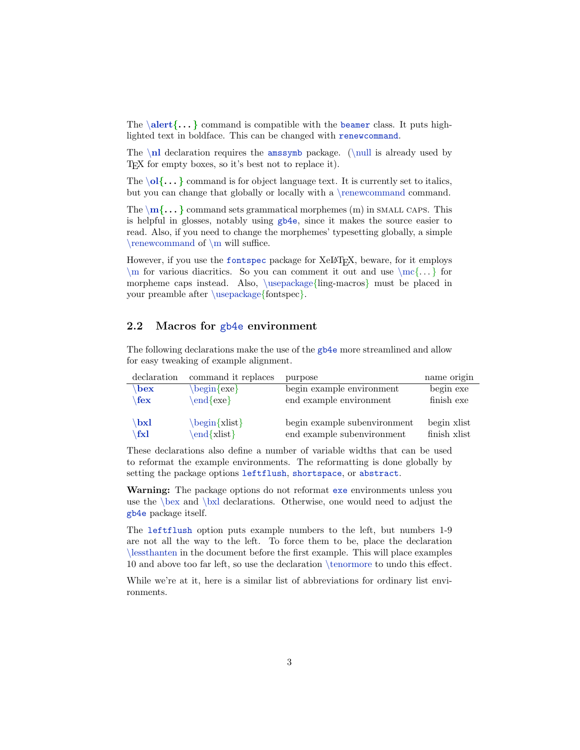The **\alert{...}** command is compatible with the `beamer` class. It puts highlighted text in boldface. This can be changed with `renewcommand`.

The **\nl** declaration requires the `amssymb` package. (\null is already used by TeX for empty boxes, so it's best not to replace it).

The **\ol{...}** command is for object language text. It is currently set to italics, but you can change that globally or locally with a \renewcommand command.

The **\m{...}** command sets grammatical morphemes (m) in SMALL CAPS. This is helpful in glosses, notably using `gb4e`, since it makes the source easier to read. Also, if you need to change the morphemes' typesetting globally, a simple \renewcommand of \m will suffice.

However, if you use the `fontspec` package for XeLaTeX, beware, for it employs \m for various diacritics. So you can comment it out and use \mc{...} for morpheme caps instead. Also, \usepackage{ling-macros} must be placed in your preamble after \usepackage{fontspec}.

## 2.2 Macros for `gb4e` environment

The following declarations make the use of the `gb4e` more streamlined and allow for easy tweaking of example alignment.

| declaration | command it replaces | purpose | name origin |
|---|---|---|---|
| **\bex** | \begin{exe} | begin example environment | begin exe |
| **\fex** | \end{exe} | end example environment | finish exe |
| **\bxl** | \begin{xlist} | begin example subenvironment | begin xlist |
| **\fxl** | \end{xlist} | end example subenvironment | finish xlist |

These declarations also define a number of variable widths that can be used to reformat the example environments. The reformatting is done globally by setting the package options `leftflush`, `shortspace`, or `abstract`.

**Warning:** The package options do not reformat `exe` environments unless you use the \bex and \bxl declarations. Otherwise, one would need to adjust the `gb4e` package itself.

The `leftflush` option puts example numbers to the left, but numbers 1-9 are not all the way to the left. To force them to be, place the declaration \lessthanten in the document before the first example. This will place examples 10 and above too far left, so use the declaration \tenormore to undo this effect.

While we're at it, here is a similar list of abbreviations for ordinary list environments.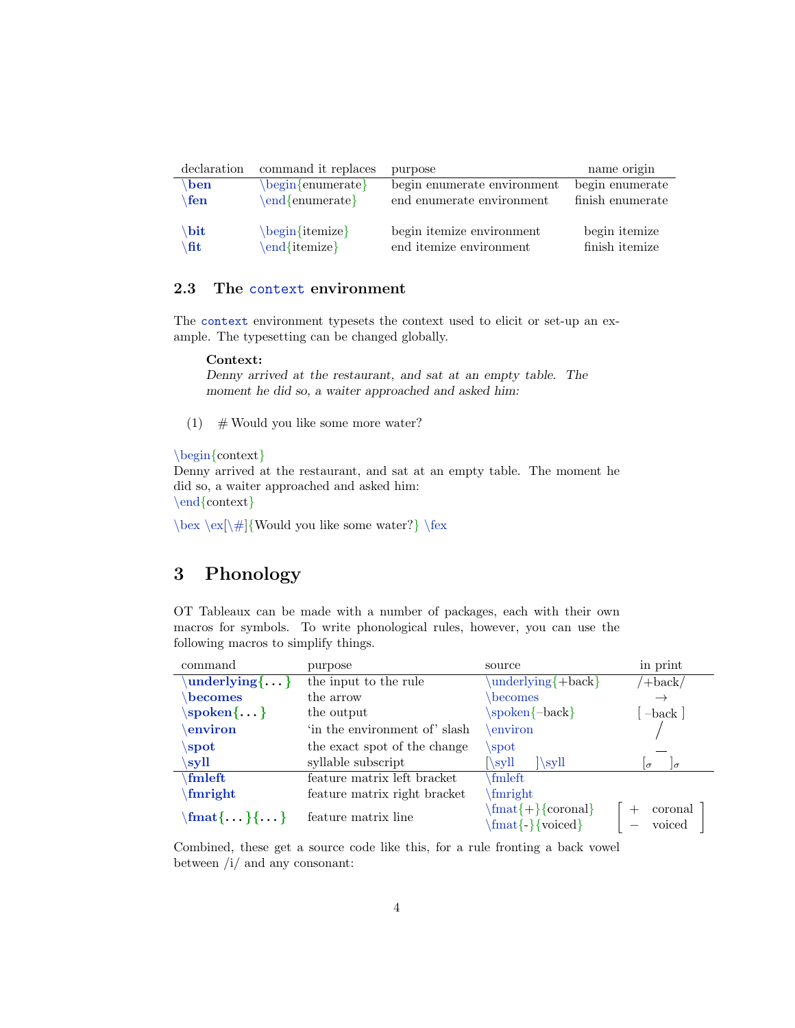| declaration | command it replaces | purpose | name origin |
|---|---|---|---|
| **\ben** | \begin{enumerate} | begin enumerate environment | begin enumerate |
| **\fen** | \end{enumerate} | end enumerate environment | finish enumerate |
| | | | |
| **\bit** | \begin{itemize} | begin itemize environment | begin itemize |
| **\fit** | \end{itemize} | end itemize environment | finish itemize |

### 2.3 The `context` environment

The `context` environment typesets the context used to elicit or set-up an example. The typesetting can be changed globally.

> **Context:**
> *Denny arrived at the restaurant, and sat at an empty table. The moment he did so, a waiter approached and asked him:*

(1) # Would you like some more water?

```
\begin{context}
Denny arrived at the restaurant, and sat at an empty table. The moment he
did so, a waiter approached and asked him:
\end{context}
```

```
\bex \ex[\#]{Would you like some water?} \fex
```

## 3 Phonology

OT Tableaux can be made with a number of packages, each with their own macros for symbols. To write phonological rules, however, you can use the following macros to simplify things.

| command | purpose | source | in print |
|---|---|---|---|
| **\underlying{...}** | the input to the rule | \underlying{+back} | /+back/ |
| **\becomes** | the arrow | \becomes | $\rightarrow$ |
| **\spoken{...}** | the output | \spoken{–back} | [ –back ] |
| **\environ** | 'in the environment of' slash | \environ | / |
| **\spot** | the exact spot of the change | \spot | \_\_ |
| **\syll** | syllable subscript | [\syll ]\syll | $[_\sigma \quad ]_\sigma$ |
| **\fmleft** | feature matrix left bracket | \fmleft | |
| **\fmright** | feature matrix right bracket | \fmright | |
| **\fmat{...}{...}** | feature matrix line | \fmat{+}{coronal} \fmat{-}{voiced} | $\begin{bmatrix} + & \text{coronal} \\ - & \text{voiced} \end{bmatrix}$ |

Combined, these get a source code like this, for a rule fronting a back vowel between /i/ and any consonant: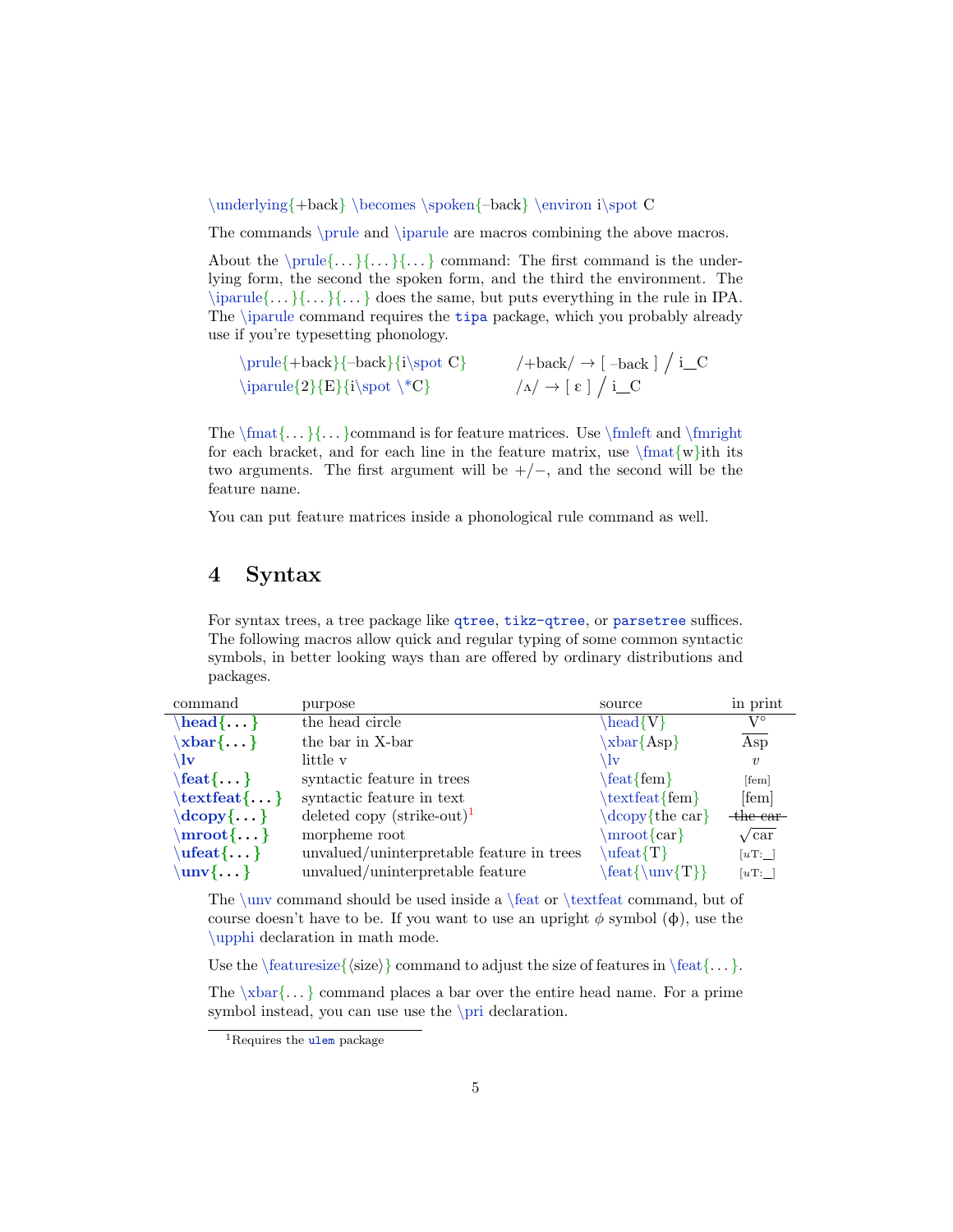\underlying{+back} \becomes \spoken{–back} \environ i\spot C

The commands \prule and \iparule are macros combining the above macros.

About the \prule{...}{...}{...} command: The first command is the underlying form, the second the spoken form, and the third the environment. The \iparule{...}{...}{...} does the same, but puts everything in the rule in IPA. The \iparule command requires the `tipa` package, which you probably already use if you're typesetting phonology.

| | |
|---|---|
| \prule{+back}{–back}{i\spot C} | /+back/ → [ –back ] / i__C |
| \iparule{2}{E}{i\spot \*C} | /ʌ/ → [ ɛ ] / i__C |

The \fmat{...}{...}command is for feature matrices. Use \fmleft and \fmright for each bracket, and for each line in the feature matrix, use \fmat{w}ith its two arguments. The first argument will be +/−, and the second will be the feature name.

You can put feature matrices inside a phonological rule command as well.

## 4 Syntax

For syntax trees, a tree package like `qtree`, `tikz-qtree`, or `parsetree` suffices. The following macros allow quick and regular typing of some common syntactic symbols, in better looking ways than are offered by ordinary distributions and packages.

| command | purpose | source | in print |
|---|---|---|---|
| **\head{...}** | the head circle | \head{V} | V° |
| **\xbar{...}** | the bar in X-bar | \xbar{Asp} | $\overline{\text{Asp}}$ |
| **\lv** | little v | \lv | *v* |
| **\feat{...}** | syntactic feature in trees | \feat{fem} | [fem] |
| **\textfeat{...}** | syntactic feature in text | \textfeat{fem} | [fem] |
| **\dcopy{...}** | deleted copy (strike-out)[1] | \dcopy{the car} | ~~the car~~ |
| **\mroot{...}** | morpheme root | \mroot{car} | √car |
| **\ufeat{...}** | unvalued/uninterpretable feature in trees | \ufeat{T} | [*u*T:_] |
| **\unv{...}** | unvalued/uninterpretable feature | \feat{\unv{T}} | [*u*T:_] |

The \unv command should be used inside a \feat or \textfeat command, but of course doesn't have to be. If you want to use an upright $\phi$ symbol (ϕ), use the \upphi declaration in math mode.

Use the \featuresize{⟨size⟩} command to adjust the size of features in \feat{...}.

The \xbar{...} command places a bar over the entire head name. For a prime symbol instead, you can use use the \pri declaration.

[1] Requires the `ulem` package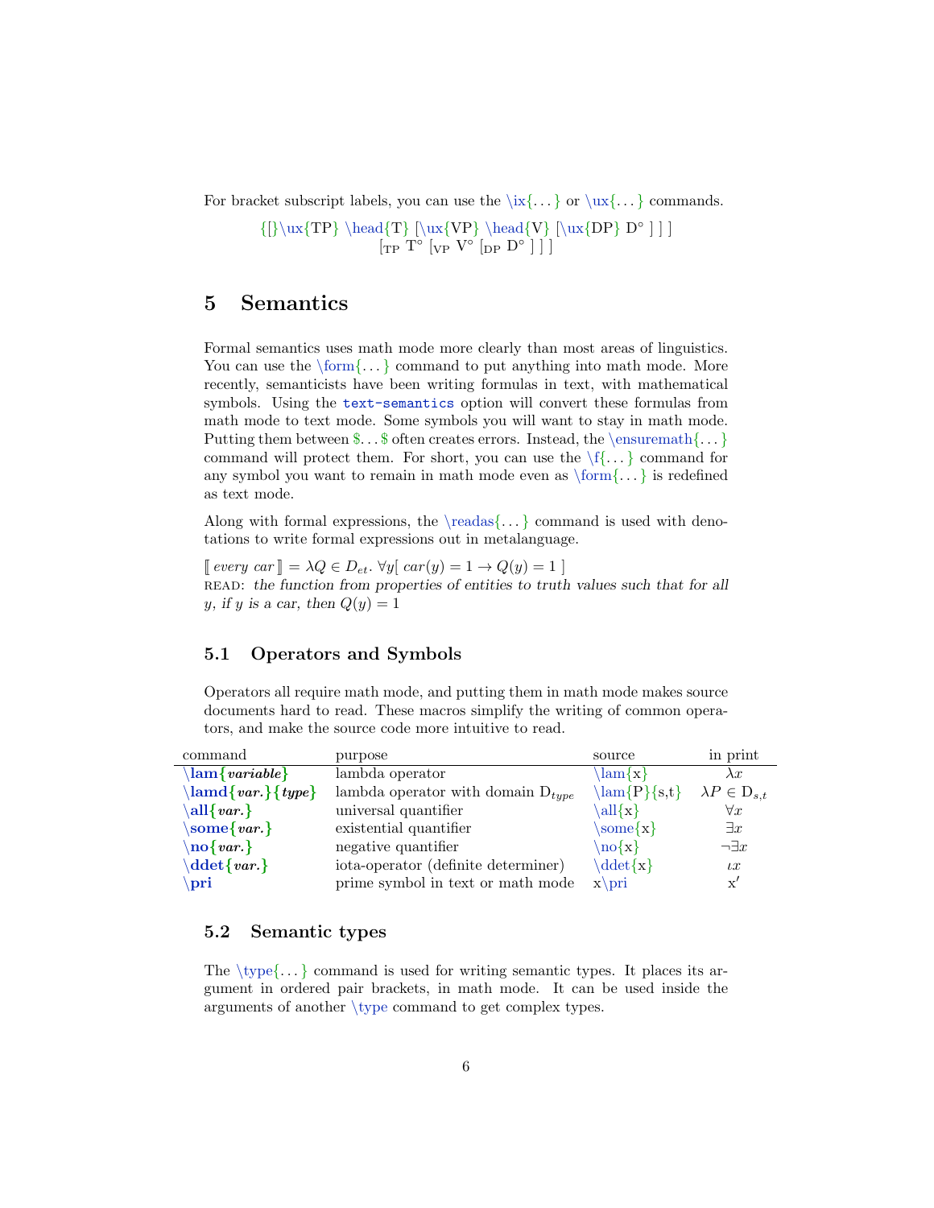For bracket subscript labels, you can use the \ix{...} or \ux{...} commands.

{[}\ux{TP} \head{T} [\ux{VP} \head{V} [\ux{DP} D° ] ] ]
[$_{\text{TP}}$ T° [$_{\text{VP}}$ V° [$_{\text{DP}}$ D° ] ] ]

## 5 Semantics

Formal semantics uses math mode more clearly than most areas of linguistics. You can use the \form{...} command to put anything into math mode. More recently, semanticists have been writing formulas in text, with mathematical symbols. Using the `text-semantics` option will convert these formulas from math mode to text mode. Some symbols you will want to stay in math mode. Putting them between $...$ often creates errors. Instead, the \ensuremath{...} command will protect them. For short, you can use the \f{...} command for any symbol you want to remain in math mode even as \form{...} is redefined as text mode.

Along with formal expressions, the \readas{...} command is used with denotations to write formal expressions out in metalanguage.

⟦ *every car* ⟧ = $\lambda Q \in D_{et}.\ \forall y[\ car(y) = 1 \rightarrow Q(y) = 1\ ]$
READ: *the function from properties of entities to truth values such that for all y, if y is a car, then* $Q(y) = 1$

### 5.1 Operators and Symbols

Operators all require math mode, and putting them in math mode makes source documents hard to read. These macros simplify the writing of common operators, and make the source code more intuitive to read.

| command | purpose | source | in print |
|---|---|---|---|
| **\lam{*variable*}** | lambda operator | \lam{x} | $\lambda x$ |
| **\lamd{*var.*}{*type*}** | lambda operator with domain $\text{D}_{type}$ | \lam{P}{s,t} | $\lambda P \in \text{D}_{s,t}$ |
| **\all{*var.*}** | universal quantifier | \all{x} | $\forall x$ |
| **\some{*var.*}** | existential quantifier | \some{x} | $\exists x$ |
| **\no{*var.*}** | negative quantifier | \no{x} | $\neg\exists x$ |
| **\ddet{*var.*}** | iota-operator (definite determiner) | \ddet{x} | $\iota x$ |
| **\pri** | prime symbol in text or math mode | x\pri | x′ |

### 5.2 Semantic types

The \type{...} command is used for writing semantic types. It places its argument in ordered pair brackets, in math mode. It can be used inside the arguments of another \type command to get complex types.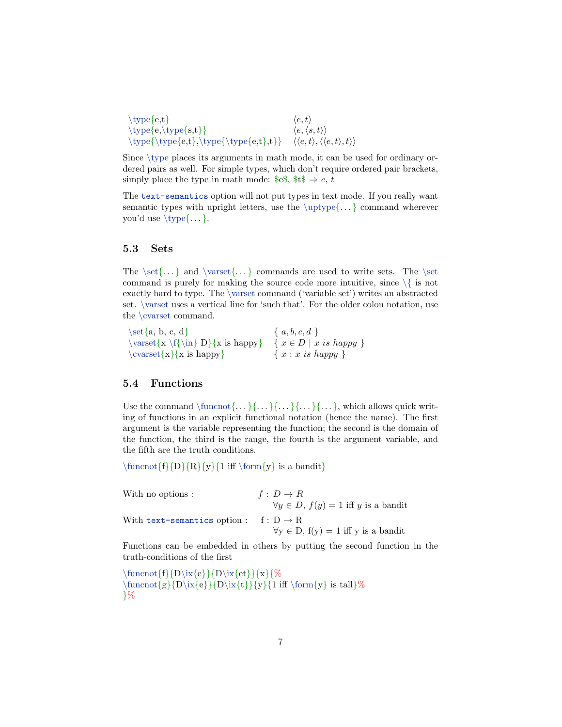| | |
|---|---|
| `\type{e,t}` | $\langle e, t\rangle$ |
| `\type{e,\type{s,t}}` | $\langle e, \langle s, t\rangle\rangle$ |
| `\type{\type{e,t},\type{\type{e,t},t}}` | $\langle\langle e, t\rangle, \langle\langle e, t\rangle, t\rangle\rangle$ |

Since `\type` places its arguments in math mode, it can be used for ordinary ordered pairs as well. For simple types, which don't require ordered pair brackets, simply place the type in math mode: `$e$`, `$t$` ⇒ $e$, $t$

The `text-semantics` option will not put types in text mode. If you really want semantic types with upright letters, use the `\uptype{...}` command wherever you'd use `\type{...}`.

### 5.3 Sets

The `\set{...}` and `\varset{...}` commands are used to write sets. The `\set` command is purely for making the source code more intuitive, since `\{` is not exactly hard to type. The `\varset` command ('variable set') writes an abstracted set. `\varset` uses a vertical line for 'such that'. For the older colon notation, use the `\cvarset` command.

| | |
|---|---|
| `\set{a, b, c, d}` | $\{\ a, b, c, d\ \}$ |
| `\varset{x \f{\in} D}{x is happy}` | $\{\ x \in D \mid x\ \textit{is happy}\ \}$ |
| `\cvarset{x}{x is happy}` | $\{\ x : x\ \textit{is happy}\ \}$ |

### 5.4 Functions

Use the command `\funcnot{...}{...}{...}{...}{...}`, which allows quick writing of functions in an explicit functional notation (hence the name). The first argument is the variable representing the function; the second is the domain of the function, the third is the range, the fourth is the argument variable, and the fifth are the truth conditions.

```
\funcnot{f}{D}{R}{y}{1 iff \form{y} is a bandit}
```

With no options :

$f : D \to R$
$\forall y \in D,\ f(y) = 1$ iff $y$ is a bandit

With `text-semantics` option :

f : D → R
∀y ∈ D, f(y) = 1 iff y is a bandit

Functions can be embedded in others by putting the second function in the truth-conditions of the first

```
\funcnot{f}{D\ix{e}}{D\ix{et}}{x}{%
\funcnot{g}{D\ix{e}}{D\ix{t}}{y}{1 iff \form{y} is tall}%
}%
```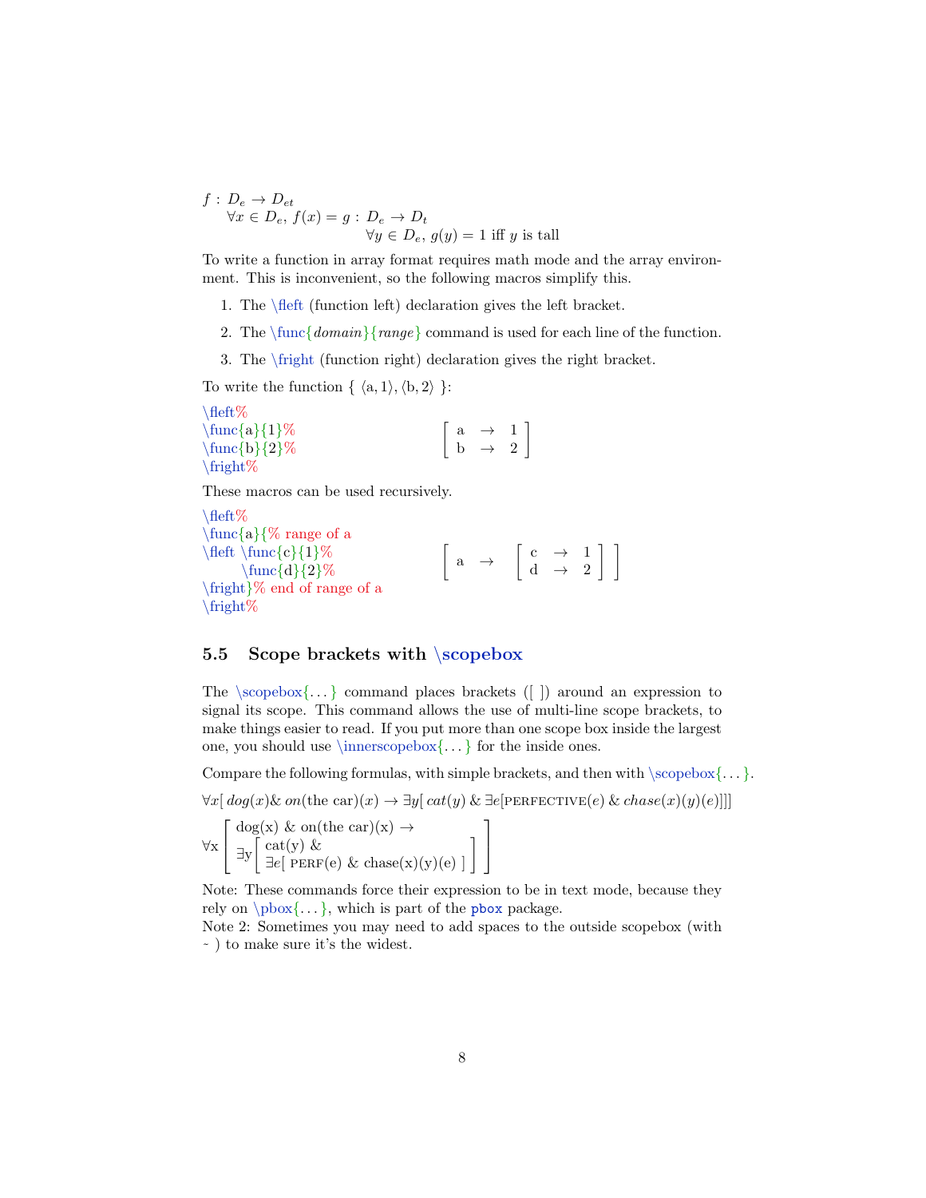$f : D_e \rightarrow D_{et}$
$\quad \forall x \in D_e,\ f(x) = g : D_e \rightarrow D_t$
$\qquad\qquad\qquad\qquad \forall y \in D_e,\ g(y) = 1$ iff $y$ is tall

To write a function in array format requires math mode and the array environment. This is inconvenient, so the following macros simplify this.

1. The \fleft (function left) declaration gives the left bracket.
2. The \func{*domain*}{*range*} command is used for each line of the function.
3. The \fright (function right) declaration gives the right bracket.

To write the function $\{ \langle \mathrm{a}, 1\rangle, \langle \mathrm{b}, 2\rangle \}$:

```
\fleft%
\func{a}{1}%
\func{b}{2}%
\fright%
```

$$\begin{bmatrix} \mathrm{a} & \rightarrow & 1 \\ \mathrm{b} & \rightarrow & 2 \end{bmatrix}$$

These macros can be used recursively.

```
\fleft%
\func{a}{% range of a
\fleft \func{c}{1}%
      \func{d}{2}%
\fright}% end of range of a
\fright%
```

$$\begin{bmatrix} \mathrm{a} & \rightarrow & \begin{bmatrix} \mathrm{c} & \rightarrow & 1 \\ \mathrm{d} & \rightarrow & 2 \end{bmatrix} \end{bmatrix}$$

## 5.5 Scope brackets with \scopebox

The \scopebox{...} command places brackets ([ ]) around an expression to signal its scope. This command allows the use of multi-line scope brackets, to make things easier to read. If you put more than one scope box inside the largest one, you should use \innerscopebox{...} for the inside ones.

Compare the following formulas, with simple brackets, and then with \scopebox{...}.

$\forall x[\ dog(x) \&\ on(\text{the car})(x) \rightarrow \exists y[\ cat(y)\ \&\ \exists e[\textsc{perfective}(e)\ \&\ chase(x)(y)(e)]]]$

$$\forall \mathrm{x} \begin{bmatrix} \text{dog(x) \& on(the car)(x)} \rightarrow \\ \exists \mathrm{y} \begin{bmatrix} \text{cat(y) \&} \\ \exists e[\ \textsc{perf}\text{(e) \& chase(x)(y)(e) ]} \end{bmatrix} \end{bmatrix}$$

Note: These commands force their expression to be in text mode, because they rely on \pbox{...}, which is part of the `pbox` package.
Note 2: Sometimes you may need to add spaces to the outside scopebox (with ~ ) to make sure it's the widest.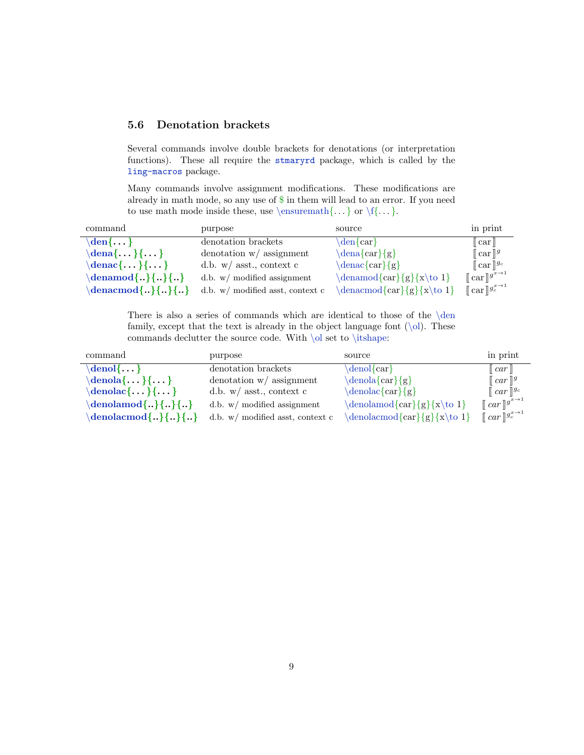### 5.6 Denotation brackets

Several commands involve double brackets for denotations (or interpretation functions). These all require the `stmaryrd` package, which is called by the `ling-macros` package.

Many commands involve assignment modifications. These modifications are already in math mode, so any use of $ in them will lead to an error. If you need to use math mode inside these, use \ensuremath{...} or \f{...}.

| command | purpose | source | in print |
|---|---|---|---|
| **\den{...}** | denotation brackets | \den{car} | $\llbracket \text{car} \rrbracket$ |
| **\dena{...}{...}** | denotation w/ assignment | \dena{car}{g} | $\llbracket \text{car} \rrbracket^{g}$ |
| **\denac{...}{...}** | d.b. w/ asst., context c | \denac{car}{g} | $\llbracket \text{car} \rrbracket^{g_c}$ |
| **\denamod{..}{..}{..}** | d.b. w/ modified assignment | \denamod{car}{g}{x\to 1} | $\llbracket \text{car} \rrbracket^{g^{x\to 1}}$ |
| **\denacmod{..}{..}{..}** | d.b. w/ modified asst, context c | \denacmod{car}{g}{x\to 1} | $\llbracket \text{car} \rrbracket^{g_c^{x\to 1}}$ |

There is also a series of commands which are identical to those of the \den family, except that the text is already in the object language font (\ol). These commands declutter the source code. With \ol set to \itshape:

| command | purpose | source | in print |
|---|---|---|---|
| **\denol{...}** | denotation brackets | \denol{car} | $\llbracket \textit{car} \rrbracket$ |
| **\denola{...}{...}** | denotation w/ assignment | \denola{car}{g} | $\llbracket \textit{car} \rrbracket^{g}$ |
| **\denolac{...}{...}** | d.b. w/ asst., context c | \denolac{car}{g} | $\llbracket \textit{car} \rrbracket^{g_c}$ |
| **\denolamod{..}{..}{..}** | d.b. w/ modified assignment | \denolamod{car}{g}{x\to 1} | $\llbracket \textit{car} \rrbracket^{g^{x\to 1}}$ |
| **\denolacmod{..}{..}{..}** | d.b. w/ modified asst, context c | \denolacmod{car}{g}{x\to 1} | $\llbracket \textit{car} \rrbracket^{g_c^{x\to 1}}$ |